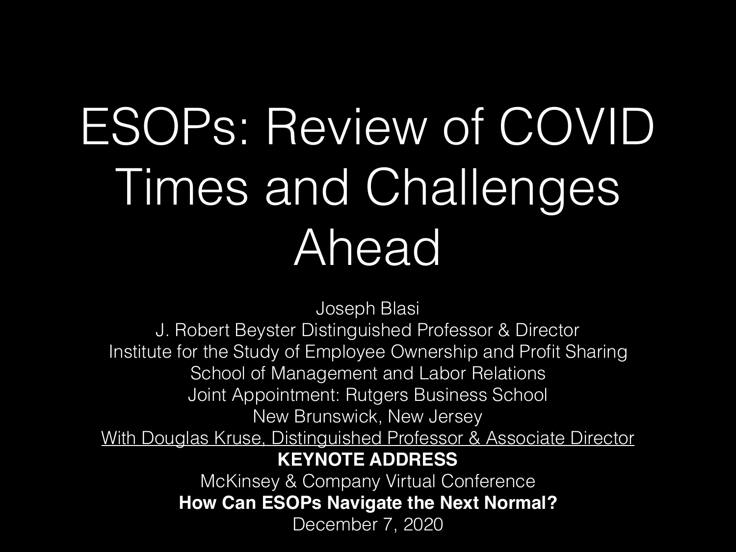# ESOPs: Review of COVID Times and Challenges Ahead

Joseph Blasi
J. Robert Beyster Distinguished Professor & Director
Institute for the Study of Employee Ownership and Profit Sharing
School of Management and Labor Relations
Joint Appointment: Rutgers Business School
New Brunswick, New Jersey
With Douglas Kruse, Distinguished Professor & Associate Director

**KEYNOTE ADDRESS**

McKinsey & Company Virtual Conference

**How Can ESOPs Navigate the Next Normal?**

December 7, 2020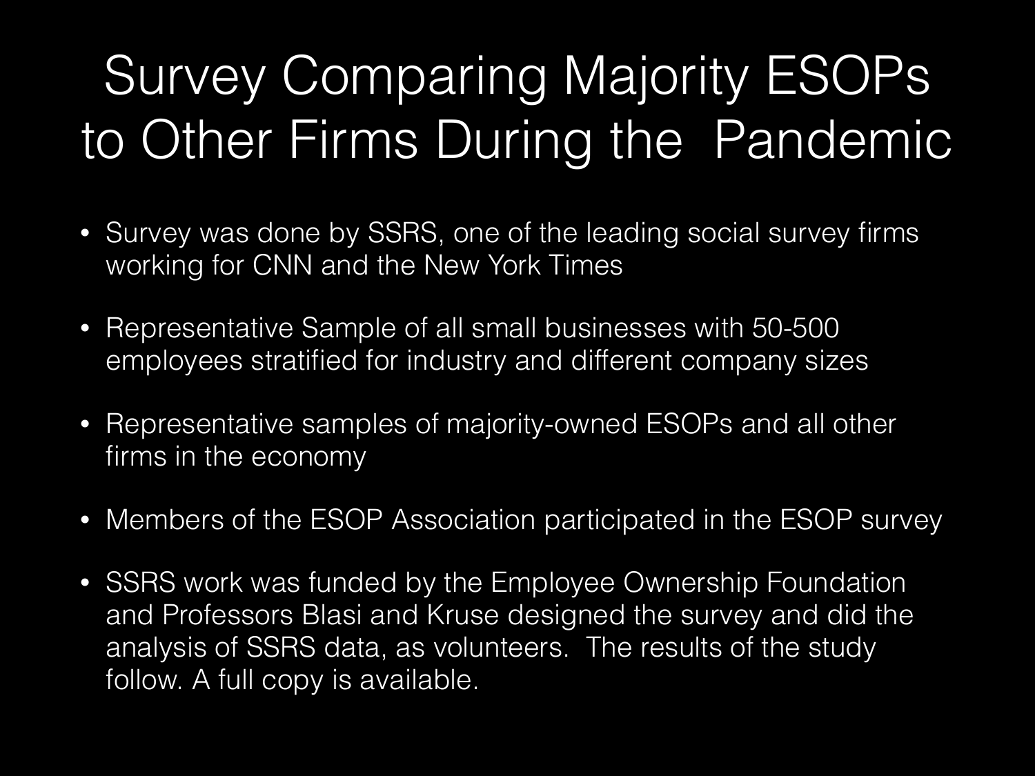# Survey Comparing Majority ESOPs to Other Firms During the Pandemic

- Survey was done by SSRS, one of the leading social survey firms working for CNN and the New York Times
- Representative Sample of all small businesses with 50-500 employees stratified for industry and different company sizes
- Representative samples of majority-owned ESOPs and all other firms in the economy
- Members of the ESOP Association participated in the ESOP survey
- SSRS work was funded by the Employee Ownership Foundation and Professors Blasi and Kruse designed the survey and did the analysis of SSRS data, as volunteers. The results of the study follow. A full copy is available.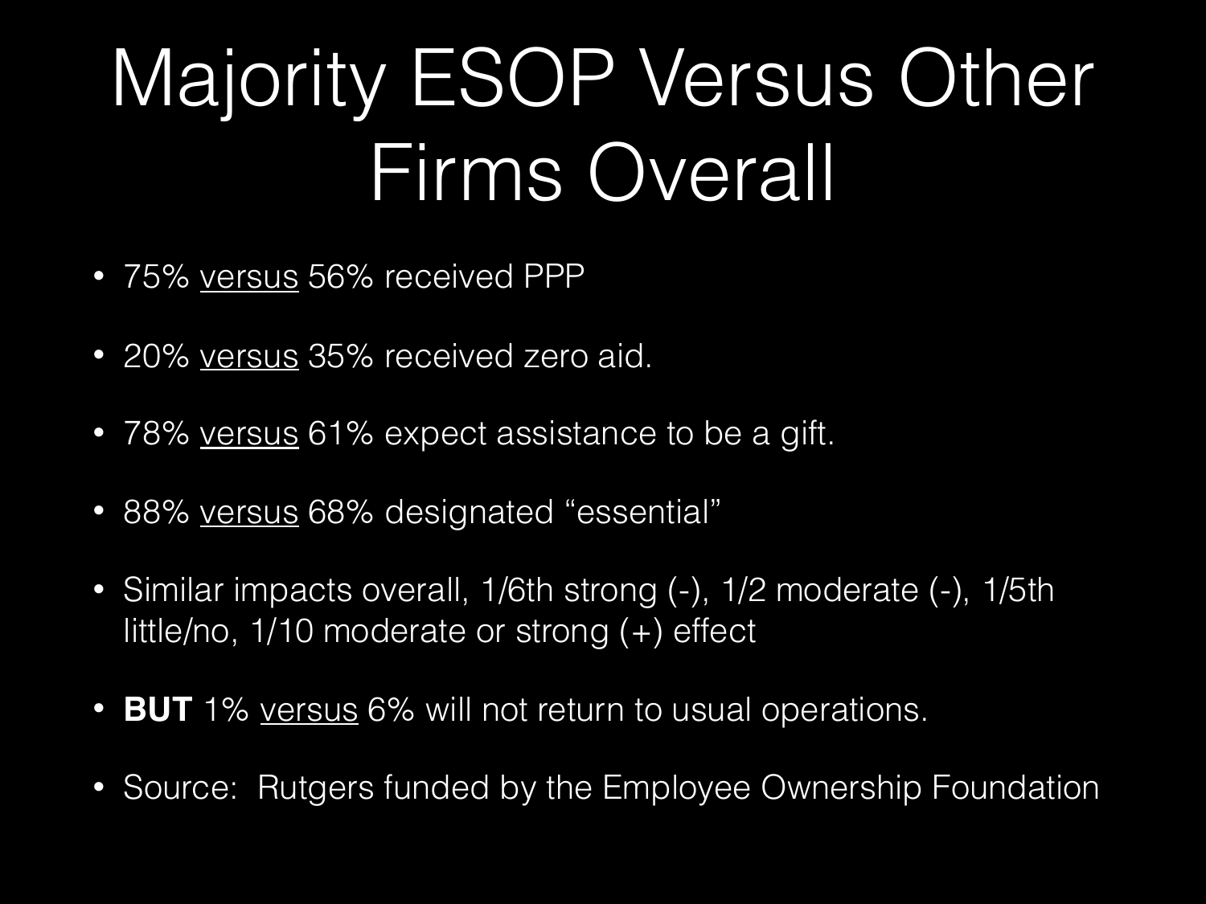# Majority ESOP Versus Other Firms Overall

- 75% <u>versus</u> 56% received PPP
- 20% <u>versus</u> 35% received zero aid.
- 78% <u>versus</u> 61% expect assistance to be a gift.
- 88% <u>versus</u> 68% designated “essential”
- Similar impacts overall, 1/6th strong (-), 1/2 moderate (-), 1/5th little/no, 1/10 moderate or strong (+) effect
- **BUT** 1% <u>versus</u> 6% will not return to usual operations.
- Source: Rutgers funded by the Employee Ownership Foundation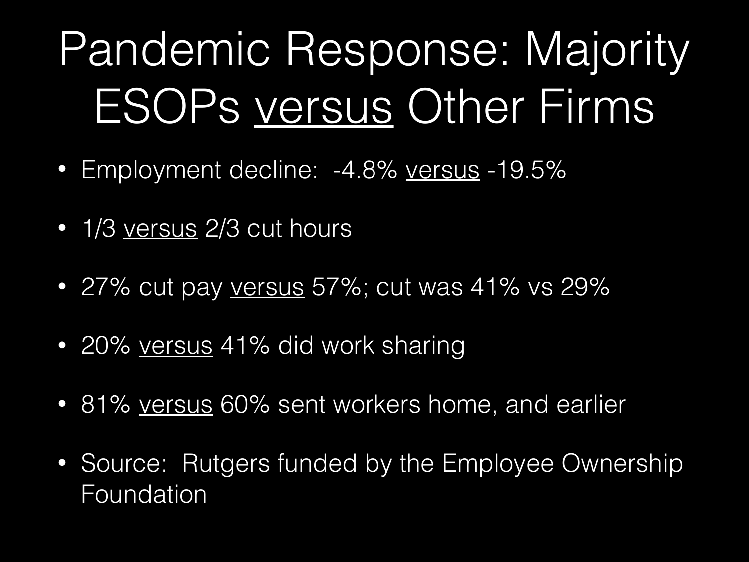# Pandemic Response: Majority ESOPs versus Other Firms

- Employment decline: -4.8% versus -19.5%
- 1/3 versus 2/3 cut hours
- 27% cut pay versus 57%; cut was 41% vs 29%
- 20% versus 41% did work sharing
- 81% versus 60% sent workers home, and earlier
- Source: Rutgers funded by the Employee Ownership Foundation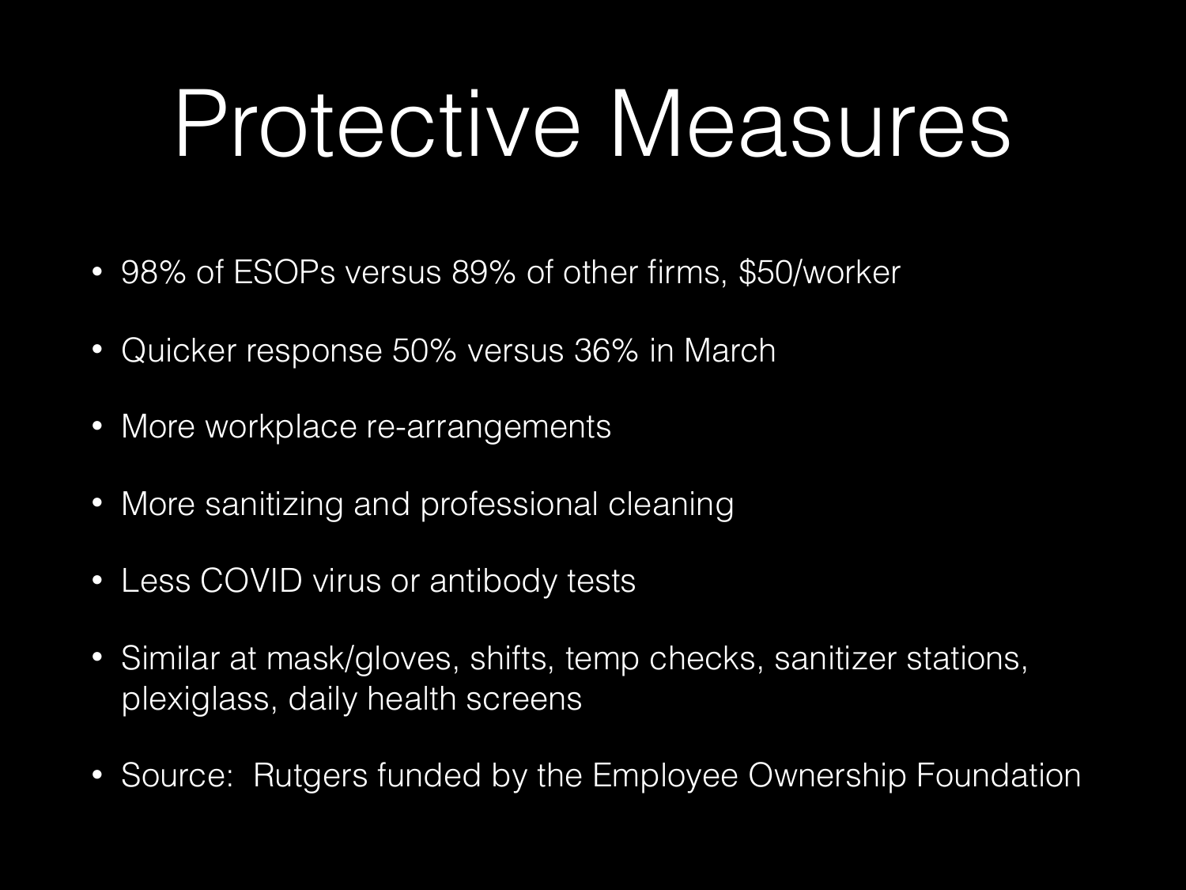# Protective Measures

- 98% of ESOPs versus 89% of other firms, $50/worker
- Quicker response 50% versus 36% in March
- More workplace re-arrangements
- More sanitizing and professional cleaning
- Less COVID virus or antibody tests
- Similar at mask/gloves, shifts, temp checks, sanitizer stations, plexiglass, daily health screens
- Source: Rutgers funded by the Employee Ownership Foundation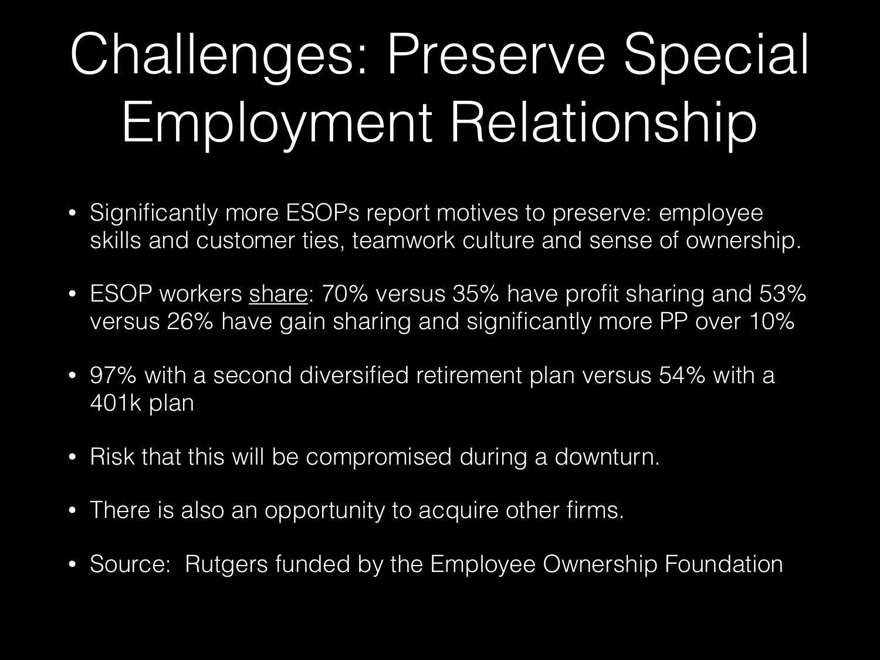# Challenges: Preserve Special Employment Relationship

- Significantly more ESOPs report motives to preserve: employee skills and customer ties, teamwork culture and sense of ownership.
- ESOP workers <u>share</u>: 70% versus 35% have profit sharing and 53% versus 26% have gain sharing and significantly more PP over 10%
- 97% with a second diversified retirement plan versus 54% with a 401k plan
- Risk that this will be compromised during a downturn.
- There is also an opportunity to acquire other firms.
- Source: Rutgers funded by the Employee Ownership Foundation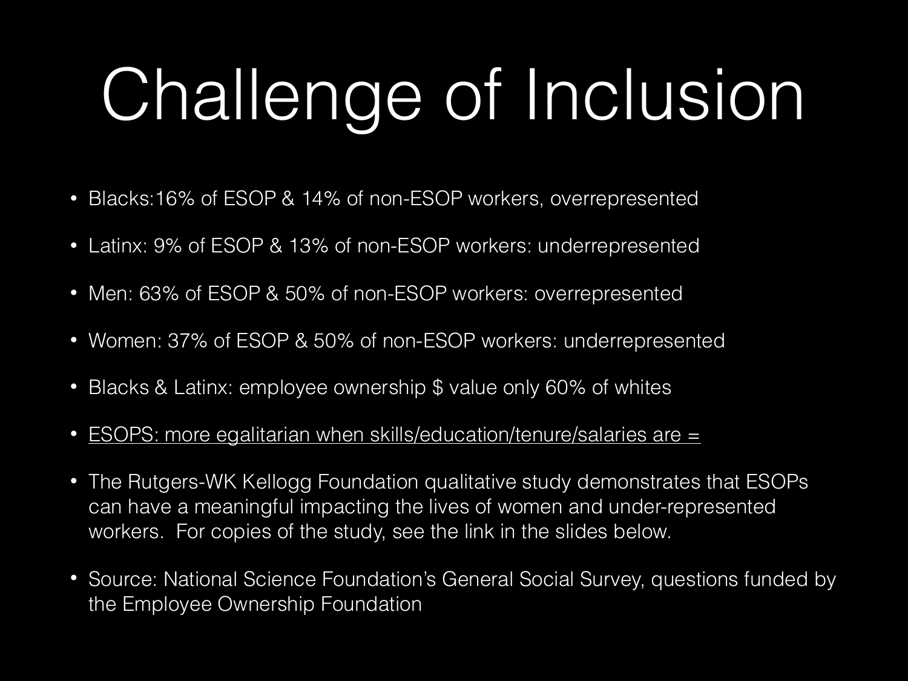# Challenge of Inclusion

- Blacks:16% of ESOP & 14% of non-ESOP workers, overrepresented
- Latinx: 9% of ESOP & 13% of non-ESOP workers: underrepresented
- Men: 63% of ESOP & 50% of non-ESOP workers: overrepresented
- Women: 37% of ESOP & 50% of non-ESOP workers: underrepresented
- Blacks & Latinx: employee ownership $ value only 60% of whites
- <u>ESOPS: more egalitarian when skills/education/tenure/salaries are =</u>
- The Rutgers-WK Kellogg Foundation qualitative study demonstrates that ESOPs can have a meaningful impacting the lives of women and under-represented workers. For copies of the study, see the link in the slides below.
- Source: National Science Foundation's General Social Survey, questions funded by the Employee Ownership Foundation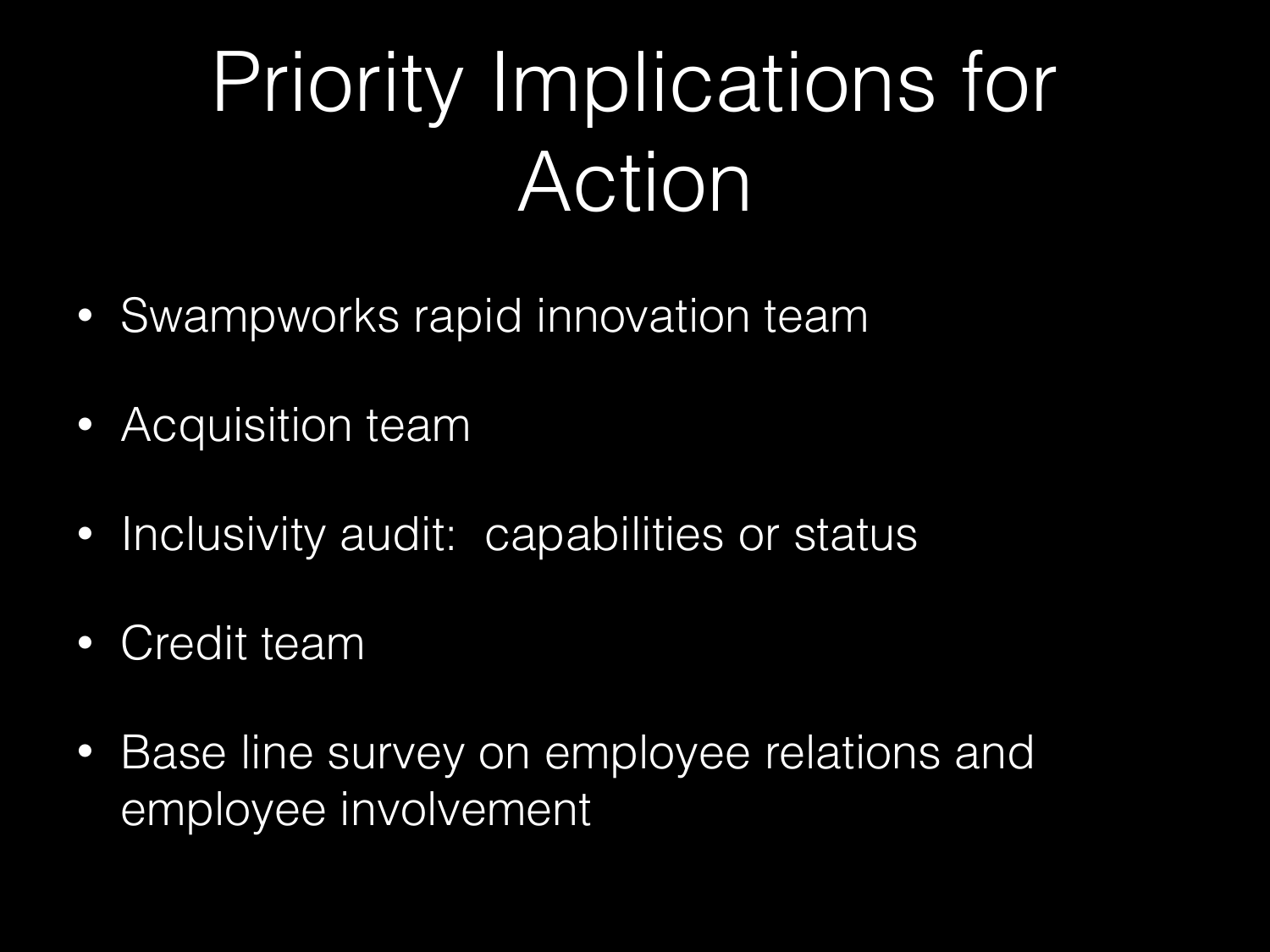# Priority Implications for Action

- Swampworks rapid innovation team
- Acquisition team
- Inclusivity audit:  capabilities or status
- Credit team
- Base line survey on employee relations and employee involvement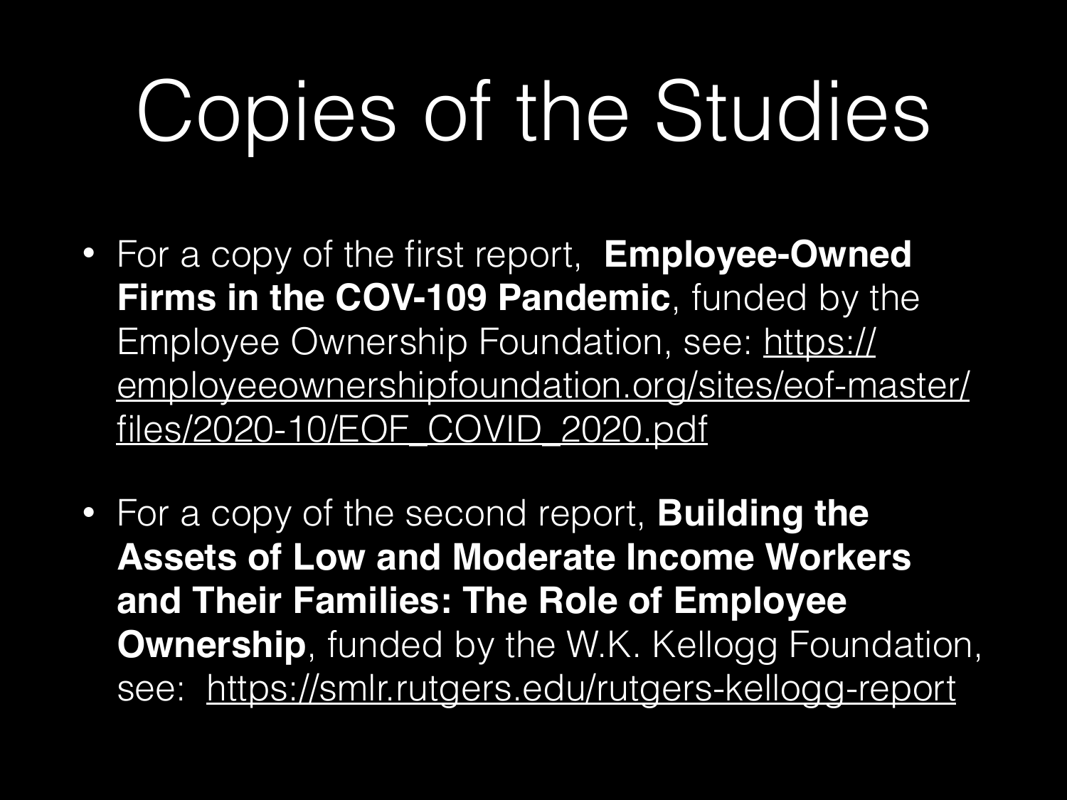# Copies of the Studies

- For a copy of the first report, **Employee-Owned Firms in the COV-109 Pandemic**, funded by the Employee Ownership Foundation, see: https://employeeownershipfoundation.org/sites/eof-master/files/2020-10/EOF_COVID_2020.pdf
- For a copy of the second report, **Building the Assets of Low and Moderate Income Workers and Their Families: The Role of Employee Ownership**, funded by the W.K. Kellogg Foundation, see: https://smlr.rutgers.edu/rutgers-kellogg-report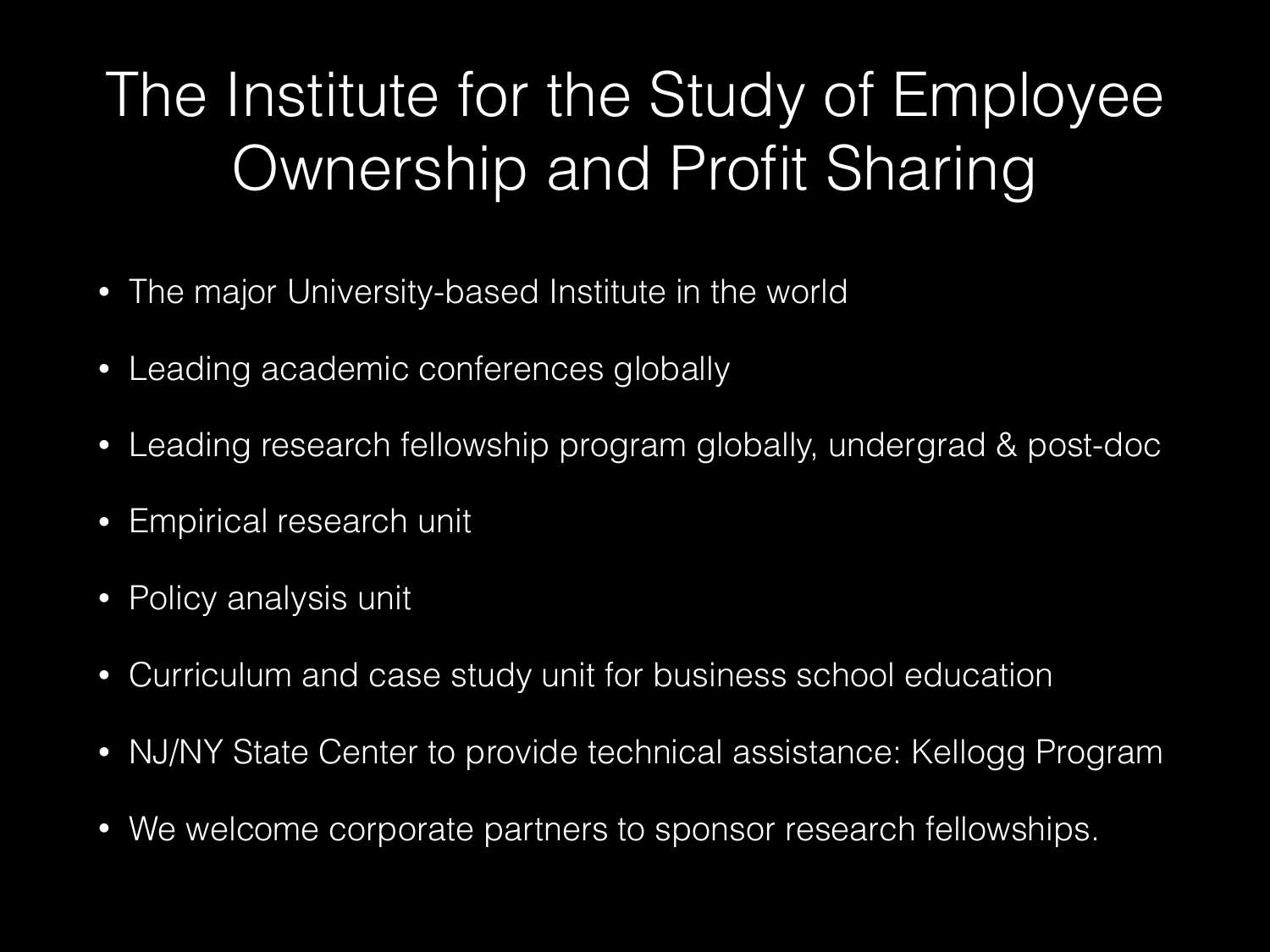# The Institute for the Study of Employee Ownership and Profit Sharing

- The major University-based Institute in the world
- Leading academic conferences globally
- Leading research fellowship program globally, undergrad & post-doc
- Empirical research unit
- Policy analysis unit
- Curriculum and case study unit for business school education
- NJ/NY State Center to provide technical assistance: Kellogg Program
- We welcome corporate partners to sponsor research fellowships.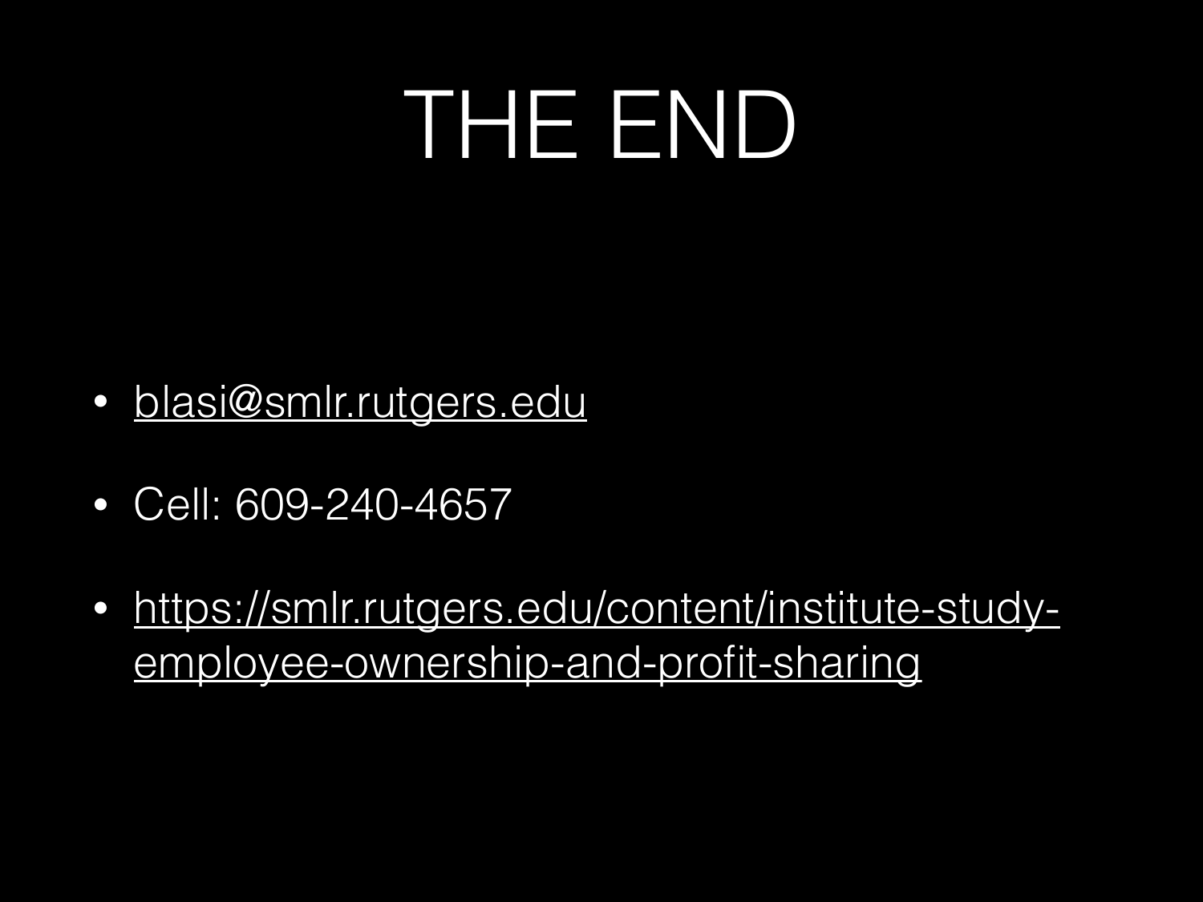# THE END

- blasi@smlr.rutgers.edu
- Cell: 609-240-4657
- https://smlr.rutgers.edu/content/institute-study-employee-ownership-and-profit-sharing